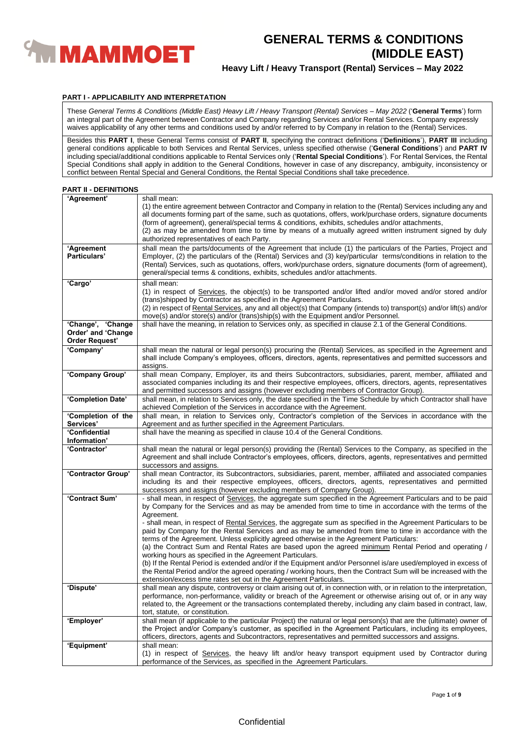# GENERAL TERMS & CONDITIONS (MIDDLE EAST)

## Heavy Lift / Heavy Transport (Rental) Services – May 2022

### PART I - APPLICABILITY AND INTERPRETATION

These *General Terms & Conditions (Middle East) Heavy Lift / Heavy Transport (Rental) Services – May 2022* ('**General Terms**') form an integral part of the Agreement between Contractor and Company regarding Services and/or Rental Services. Company expressly waives applicability of any other terms and conditions used by and/or referred to by Company in relation to the (Rental) Services.

Besides this **PART I**, these General Terms consist of **PART II**, specifying the contract definitions ('**Definitions**'), **PART III** including general conditions applicable to both Services and Rental Services, unless specified otherwise ('**General Conditions**') and **PART IV** including special/additional conditions applicable to Rental Services only ('**Rental Special Conditions**'). For Rental Services, the Rental Special Conditions shall apply in addition to the General Conditions, however in case of any discrepancy, ambiguity, inconsistency or conflict between Rental Special and General Conditions, the Rental Special Conditions shall take precedence.

### PART II - DEFINITIONS

| Term | Definition |
|---|---|
| **'Agreement'** | shall mean:<br>(1) the entire agreement between Contractor and Company in relation to the (Rental) Services including any and all documents forming part of the same, such as quotations, offers, work/purchase orders, signature documents (form of agreement), general/special terms & conditions, exhibits, schedules and/or attachments,<br>(2) as may be amended from time to time by means of a mutually agreed written instrument signed by duly authorized representatives of each Party. |
| **'Agreement Particulars'** | shall mean the parts/documents of the Agreement that include (1) the particulars of the Parties, Project and Employer, (2) the particulars of the (Rental) Services and (3) key/particular terms/conditions in relation to the (Rental) Services, such as quotations, offers, work/purchase orders, signature documents (form of agreement), general/special terms & conditions, exhibits, schedules and/or attachments. |
| **'Cargo'** | shall mean:<br>(1) in respect of <u>Services</u>, the object(s) to be transported and/or lifted and/or moved and/or stored and/or (trans)shipped by Contractor as specified in the Agreement Particulars.<br>(2) in respect of <u>Rental Services</u>, any and all object(s) that Company (intends to) transport(s) and/or lift(s) and/or move(s) and/or store(s) and/or (trans)ship(s) with the Equipment and/or Personnel. |
| **'Change', 'Change Order' and 'Change Order Request'** | shall have the meaning, in relation to Services only, as specified in clause 2.1 of the General Conditions. |
| **'Company'** | shall mean the natural or legal person(s) procuring the (Rental) Services, as specified in the Agreement and shall include Company's employees, officers, directors, agents, representatives and permitted successors and assigns. |
| **'Company Group'** | shall mean Company, Employer, its and their Subcontractors, subsidiaries, parent, member, affiliated and associated companies including its and their respective employees, officers, directors, agents, representatives and permitted successors and assigns (however excluding members of Contractor Group). |
| **'Completion Date'** | shall mean, in relation to Services only, the date specified in the Time Schedule by which Contractor shall have achieved Completion of the Services in accordance with the Agreement. |
| **'Completion of the Services'** | shall mean, in relation to Services only, Contractor's completion of the Services in accordance with the Agreement and as further specified in the Agreement Particulars. |
| **'Confidential Information'** | shall have the meaning as specified in clause 10.4 of the General Conditions. |
| **'Contractor'** | shall mean the natural or legal person(s) providing the (Rental) Services to the Company, as specified in the Agreement and shall include Contractor's employees, officers, directors, agents, representatives and permitted successors and assigns. |
| **'Contractor Group'** | shall mean Contractor, its Subcontractors, subsidiaries, parent, member, affiliated and associated companies including its and their respective employees, officers, directors, agents, representatives and permitted successors and assigns (however excluding members of Company Group). |
| **'Contract Sum'** | - shall mean, in respect of <u>Services</u>, the aggregate sum specified in the Agreement Particulars and to be paid by Company for the Services and as may be amended from time to time in accordance with the terms of the Agreement.<br>- shall mean, in respect of <u>Rental Services</u>, the aggregate sum as specified in the Agreement Particulars to be paid by Company for the Rental Services and as may be amended from time to time in accordance with the terms of the Agreement. Unless explicitly agreed otherwise in the Agreement Particulars:<br>(a) the Contract Sum and Rental Rates are based upon the agreed <u>minimum</u> Rental Period and operating / working hours as specified in the Agreement Particulars.<br>(b) If the Rental Period is extended and/or if the Equipment and/or Personnel is/are used/employed in excess of the Rental Period and/or the agreed operating / working hours, then the Contract Sum will be increased with the extension/excess time rates set out in the Agreement Particulars. |
| **'Dispute'** | shall mean any dispute, controversy or claim arising out of, in connection with, or in relation to the interpretation, performance, non-performance, validity or breach of the Agreement or otherwise arising out of, or in any way related to, the Agreement or the transactions contemplated thereby, including any claim based in contract, law, tort, statute, or constitution. |
| **'Employer'** | shall mean (if applicable to the particular Project) the natural or legal person(s) that are the (ultimate) owner of the Project and/or Company's customer, as specified in the Agreement Particulars, including its employees, officers, directors, agents and Subcontractors, representatives and permitted successors and assigns. |
| **'Equipment'** | shall mean:<br>(1) in respect of <u>Services</u>, the heavy lift and/or heavy transport equipment used by Contractor during performance of the Services, as specified in the Agreement Particulars. |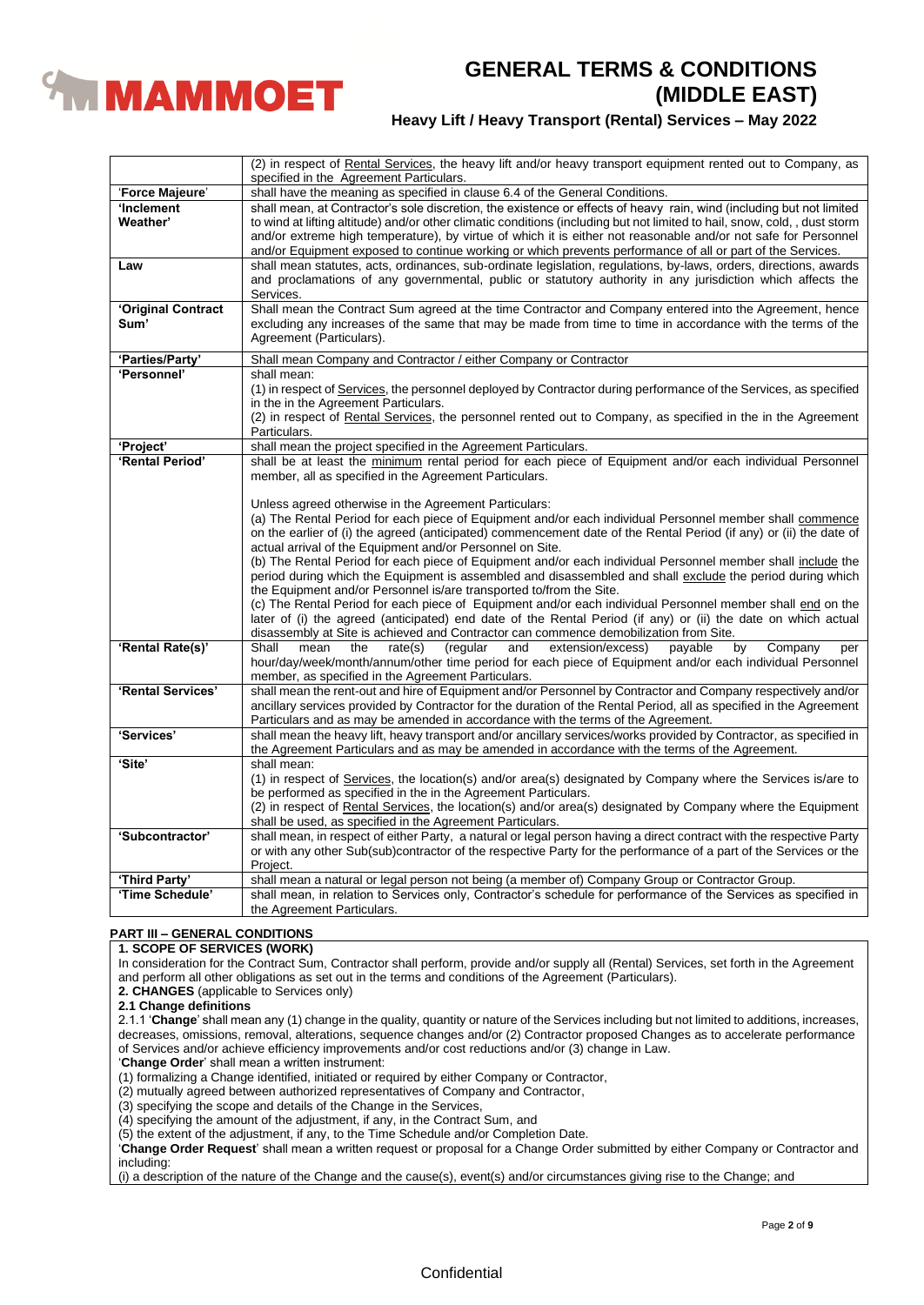| | |
|---|---|
| | (2) in respect of Rental Services, the heavy lift and/or heavy transport equipment rented out to Company, as specified in the Agreement Particulars. |
| 'Force Majeure' | shall have the meaning as specified in clause 6.4 of the General Conditions. |
| 'Inclement Weather' | shall mean, at Contractor's sole discretion, the existence or effects of heavy rain, wind (including but not limited to wind at lifting altitude) and/or other climatic conditions (including but not limited to hail, snow, cold, , dust storm and/or extreme high temperature), by virtue of which it is either not reasonable and/or not safe for Personnel and/or Equipment exposed to continue working or which prevents performance of all or part of the Services. |
| Law | shall mean statutes, acts, ordinances, sub-ordinate legislation, regulations, by-laws, orders, directions, awards and proclamations of any governmental, public or statutory authority in any jurisdiction which affects the Services. |
| 'Original Contract Sum' | Shall mean the Contract Sum agreed at the time Contractor and Company entered into the Agreement, hence excluding any increases of the same that may be made from time to time in accordance with the terms of the Agreement (Particulars). |
| 'Parties/Party' | Shall mean Company and Contractor / either Company or Contractor |
| 'Personnel' | shall mean:<br>(1) in respect of Services, the personnel deployed by Contractor during performance of the Services, as specified in the in the Agreement Particulars.<br>(2) in respect of Rental Services, the personnel rented out to Company, as specified in the in the Agreement Particulars. |
| 'Project' | shall mean the project specified in the Agreement Particulars. |
| 'Rental Period' | shall be at least the minimum rental period for each piece of Equipment and/or each individual Personnel member, all as specified in the Agreement Particulars.<br><br>Unless agreed otherwise in the Agreement Particulars:<br>(a) The Rental Period for each piece of Equipment and/or each individual Personnel member shall commence on the earlier of (i) the agreed (anticipated) commencement date of the Rental Period (if any) or (ii) the date of actual arrival of the Equipment and/or Personnel on Site.<br>(b) The Rental Period for each piece of Equipment and/or each individual Personnel member shall include the period during which the Equipment is assembled and disassembled and shall exclude the period during which the Equipment and/or Personnel is/are transported to/from the Site.<br>(c) The Rental Period for each piece of Equipment and/or each individual Personnel member shall end on the later of (i) the agreed (anticipated) end date of the Rental Period (if any) or (ii) the date on which actual disassembly at Site is achieved and Contractor can commence demobilization from Site. |
| 'Rental Rate(s)' | Shall mean the rate(s) (regular and extension/excess) payable by Company per hour/day/week/month/annum/other time period for each piece of Equipment and/or each individual Personnel member, as specified in the Agreement Particulars. |
| 'Rental Services' | shall mean the rent-out and hire of Equipment and/or Personnel by Contractor and Company respectively and/or ancillary services provided by Contractor for the duration of the Rental Period, all as specified in the Agreement Particulars and as may be amended in accordance with the terms of the Agreement. |
| 'Services' | shall mean the heavy lift, heavy transport and/or ancillary services/works provided by Contractor, as specified in the Agreement Particulars and as may be amended in accordance with the terms of the Agreement. |
| 'Site' | shall mean:<br>(1) in respect of Services, the location(s) and/or area(s) designated by Company where the Services is/are to be performed as specified in the in the Agreement Particulars.<br>(2) in respect of Rental Services, the location(s) and/or area(s) designated by Company where the Equipment shall be used, as specified in the Agreement Particulars. |
| 'Subcontractor' | shall mean, in respect of either Party, a natural or legal person having a direct contract with the respective Party or with any other Sub(sub)contractor of the respective Party for the performance of a part of the Services or the Project. |
| 'Third Party' | shall mean a natural or legal person not being (a member of) Company Group or Contractor Group. |
| 'Time Schedule' | shall mean, in relation to Services only, Contractor's schedule for performance of the Services as specified in the Agreement Particulars. |

## PART III – GENERAL CONDITIONS

### 1. SCOPE OF SERVICES (WORK)

In consideration for the Contract Sum, Contractor shall perform, provide and/or supply all (Rental) Services, set forth in the Agreement and perform all other obligations as set out in the terms and conditions of the Agreement (Particulars).

### 2. CHANGES (applicable to Services only)

**2.1 Change definitions**

2.1.1 '**Change**' shall mean any (1) change in the quality, quantity or nature of the Services including but not limited to additions, increases, decreases, omissions, removal, alterations, sequence changes and/or (2) Contractor proposed Changes as to accelerate performance of Services and/or achieve efficiency improvements and/or cost reductions and/or (3) change in Law.

'**Change Order**' shall mean a written instrument:

(1) formalizing a Change identified, initiated or required by either Company or Contractor,
(2) mutually agreed between authorized representatives of Company and Contractor,
(3) specifying the scope and details of the Change in the Services,
(4) specifying the amount of the adjustment, if any, in the Contract Sum, and
(5) the extent of the adjustment, if any, to the Time Schedule and/or Completion Date.

'**Change Order Request**' shall mean a written request or proposal for a Change Order submitted by either Company or Contractor and including:

(i) a description of the nature of the Change and the cause(s), event(s) and/or circumstances giving rise to the Change; and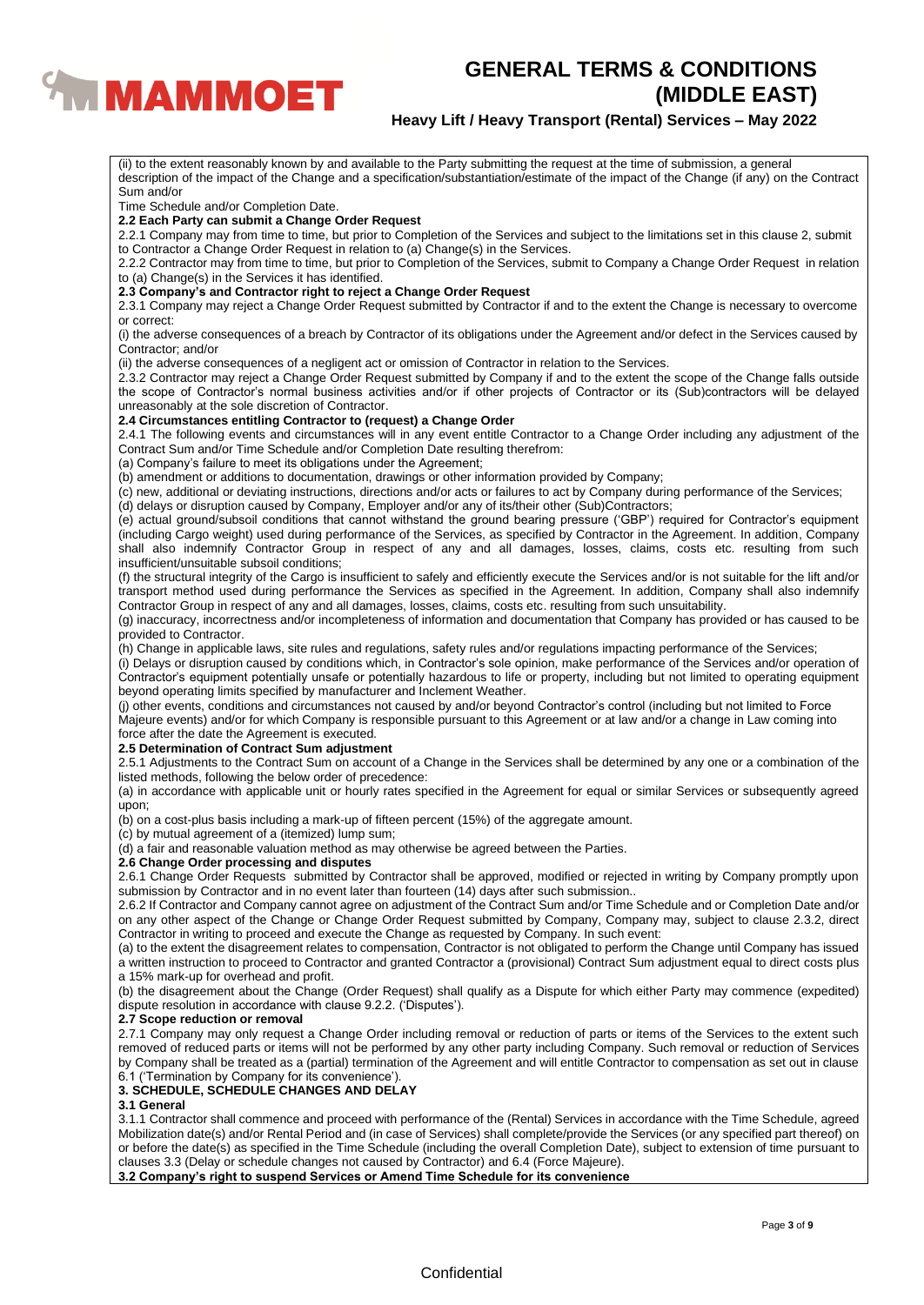(ii) to the extent reasonably known by and available to the Party submitting the request at the time of submission, a general description of the impact of the Change and a specification/substantiation/estimate of the impact of the Change (if any) on the Contract Sum and/or
Time Schedule and/or Completion Date.

**2.2 Each Party can submit a Change Order Request**

2.2.1 Company may from time to time, but prior to Completion of the Services and subject to the limitations set in this clause 2, submit to Contractor a Change Order Request in relation to (a) Change(s) in the Services.

2.2.2 Contractor may from time to time, but prior to Completion of the Services, submit to Company a Change Order Request in relation to (a) Change(s) in the Services it has identified.

**2.3 Company's and Contractor right to reject a Change Order Request**

2.3.1 Company may reject a Change Order Request submitted by Contractor if and to the extent the Change is necessary to overcome or correct:

(i) the adverse consequences of a breach by Contractor of its obligations under the Agreement and/or defect in the Services caused by Contractor; and/or

(ii) the adverse consequences of a negligent act or omission of Contractor in relation to the Services.

2.3.2 Contractor may reject a Change Order Request submitted by Company if and to the extent the scope of the Change falls outside the scope of Contractor's normal business activities and/or if other projects of Contractor or its (Sub)contractors will be delayed unreasonably at the sole discretion of Contractor.

**2.4 Circumstances entitling Contractor to (request) a Change Order**

2.4.1 The following events and circumstances will in any event entitle Contractor to a Change Order including any adjustment of the Contract Sum and/or Time Schedule and/or Completion Date resulting therefrom:

(a) Company's failure to meet its obligations under the Agreement;

(b) amendment or additions to documentation, drawings or other information provided by Company;

(c) new, additional or deviating instructions, directions and/or acts or failures to act by Company during performance of the Services;

(d) delays or disruption caused by Company, Employer and/or any of its/their other (Sub)Contractors;

(e) actual ground/subsoil conditions that cannot withstand the ground bearing pressure ('GBP') required for Contractor's equipment (including Cargo weight) used during performance of the Services, as specified by Contractor in the Agreement. In addition, Company shall also indemnify Contractor Group in respect of any and all damages, losses, claims, costs etc. resulting from such insufficient/unsuitable subsoil conditions;

(f) the structural integrity of the Cargo is insufficient to safely and efficiently execute the Services and/or is not suitable for the lift and/or transport method used during performance the Services as specified in the Agreement. In addition, Company shall also indemnify Contractor Group in respect of any and all damages, losses, claims, costs etc. resulting from such unsuitability.

(g) inaccuracy, incorrectness and/or incompleteness of information and documentation that Company has provided or has caused to be provided to Contractor.

(h) Change in applicable laws, site rules and regulations, safety rules and/or regulations impacting performance of the Services;

(i) Delays or disruption caused by conditions which, in Contractor's sole opinion, make performance of the Services and/or operation of Contractor's equipment potentially unsafe or potentially hazardous to life or property, including but not limited to operating equipment beyond operating limits specified by manufacturer and Inclement Weather.

(j) other events, conditions and circumstances not caused by and/or beyond Contractor's control (including but not limited to Force Majeure events) and/or for which Company is responsible pursuant to this Agreement or at law and/or a change in Law coming into force after the date the Agreement is executed.

**2.5 Determination of Contract Sum adjustment**

2.5.1 Adjustments to the Contract Sum on account of a Change in the Services shall be determined by any one or a combination of the listed methods, following the below order of precedence:

(a) in accordance with applicable unit or hourly rates specified in the Agreement for equal or similar Services or subsequently agreed upon;

(b) on a cost-plus basis including a mark-up of fifteen percent (15%) of the aggregate amount.

(c) by mutual agreement of a (itemized) lump sum;

(d) a fair and reasonable valuation method as may otherwise be agreed between the Parties.

**2.6 Change Order processing and disputes**

2.6.1 Change Order Requests submitted by Contractor shall be approved, modified or rejected in writing by Company promptly upon submission by Contractor and in no event later than fourteen (14) days after such submission..

2.6.2 If Contractor and Company cannot agree on adjustment of the Contract Sum and/or Time Schedule and or Completion Date and/or on any other aspect of the Change or Change Order Request submitted by Company, Company may, subject to clause 2.3.2, direct Contractor in writing to proceed and execute the Change as requested by Company. In such event:

(a) to the extent the disagreement relates to compensation, Contractor is not obligated to perform the Change until Company has issued a written instruction to proceed to Contractor and granted Contractor a (provisional) Contract Sum adjustment equal to direct costs plus a 15% mark-up for overhead and profit.

(b) the disagreement about the Change (Order Request) shall qualify as a Dispute for which either Party may commence (expedited) dispute resolution in accordance with clause 9.2.2. ('Disputes').

**2.7 Scope reduction or removal**

2.7.1 Company may only request a Change Order including removal or reduction of parts or items of the Services to the extent such removed of reduced parts or items will not be performed by any other party including Company. Such removal or reduction of Services by Company shall be treated as a (partial) termination of the Agreement and will entitle Contractor to compensation as set out in clause 6.1 ('Termination by Company for its convenience').

## 3. SCHEDULE, SCHEDULE CHANGES AND DELAY

**3.1 General**

3.1.1 Contractor shall commence and proceed with performance of the (Rental) Services in accordance with the Time Schedule, agreed Mobilization date(s) and/or Rental Period and (in case of Services) shall complete/provide the Services (or any specified part thereof) on or before the date(s) as specified in the Time Schedule (including the overall Completion Date), subject to extension of time pursuant to clauses 3.3 (Delay or schedule changes not caused by Contractor) and 6.4 (Force Majeure).

**3.2 Company's right to suspend Services or Amend Time Schedule for its convenience**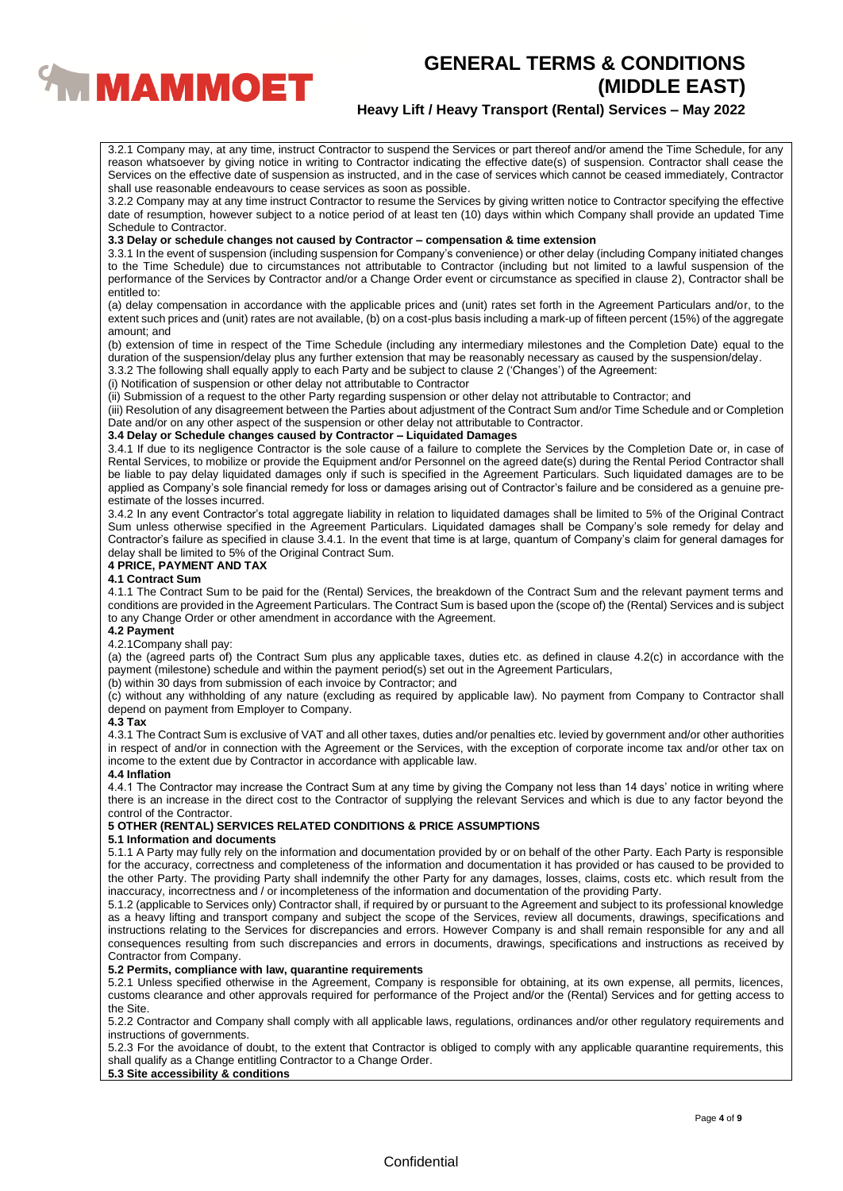3.2.1 Company may, at any time, instruct Contractor to suspend the Services or part thereof and/or amend the Time Schedule, for any reason whatsoever by giving notice in writing to Contractor indicating the effective date(s) of suspension. Contractor shall cease the Services on the effective date of suspension as instructed, and in the case of services which cannot be ceased immediately, Contractor shall use reasonable endeavours to cease services as soon as possible.

3.2.2 Company may at any time instruct Contractor to resume the Services by giving written notice to Contractor specifying the effective date of resumption, however subject to a notice period of at least ten (10) days within which Company shall provide an updated Time Schedule to Contractor.

**3.3 Delay or schedule changes not caused by Contractor – compensation & time extension**

3.3.1 In the event of suspension (including suspension for Company's convenience) or other delay (including Company initiated changes to the Time Schedule) due to circumstances not attributable to Contractor (including but not limited to a lawful suspension of the performance of the Services by Contractor and/or a Change Order event or circumstance as specified in clause 2), Contractor shall be entitled to:

(a) delay compensation in accordance with the applicable prices and (unit) rates set forth in the Agreement Particulars and/or, to the extent such prices and (unit) rates are not available, (b) on a cost-plus basis including a mark-up of fifteen percent (15%) of the aggregate amount; and

(b) extension of time in respect of the Time Schedule (including any intermediary milestones and the Completion Date) equal to the duration of the suspension/delay plus any further extension that may be reasonably necessary as caused by the suspension/delay.

3.3.2 The following shall equally apply to each Party and be subject to clause 2 ('Changes') of the Agreement:

(i) Notification of suspension or other delay not attributable to Contractor

(ii) Submission of a request to the other Party regarding suspension or other delay not attributable to Contractor; and

(iii) Resolution of any disagreement between the Parties about adjustment of the Contract Sum and/or Time Schedule and or Completion Date and/or on any other aspect of the suspension or other delay not attributable to Contractor.

**3.4 Delay or Schedule changes caused by Contractor – Liquidated Damages**

3.4.1 If due to its negligence Contractor is the sole cause of a failure to complete the Services by the Completion Date or, in case of Rental Services, to mobilize or provide the Equipment and/or Personnel on the agreed date(s) during the Rental Period Contractor shall be liable to pay delay liquidated damages only if such is specified in the Agreement Particulars. Such liquidated damages are to be applied as Company's sole financial remedy for loss or damages arising out of Contractor's failure and be considered as a genuine pre-estimate of the losses incurred.

3.4.2 In any event Contractor's total aggregate liability in relation to liquidated damages shall be limited to 5% of the Original Contract Sum unless otherwise specified in the Agreement Particulars. Liquidated damages shall be Company's sole remedy for delay and Contractor's failure as specified in clause 3.4.1. In the event that time is at large, quantum of Company's claim for general damages for delay shall be limited to 5% of the Original Contract Sum.

**4 PRICE, PAYMENT AND TAX**

**4.1 Contract Sum**

4.1.1 The Contract Sum to be paid for the (Rental) Services, the breakdown of the Contract Sum and the relevant payment terms and conditions are provided in the Agreement Particulars. The Contract Sum is based upon the (scope of) the (Rental) Services and is subject to any Change Order or other amendment in accordance with the Agreement.

**4.2 Payment**

4.2.1Company shall pay:

(a) the (agreed parts of) the Contract Sum plus any applicable taxes, duties etc. as defined in clause 4.2(c) in accordance with the payment (milestone) schedule and within the payment period(s) set out in the Agreement Particulars,

(b) within 30 days from submission of each invoice by Contractor; and

(c) without any withholding of any nature (excluding as required by applicable law). No payment from Company to Contractor shall depend on payment from Employer to Company.

**4.3 Tax**

4.3.1 The Contract Sum is exclusive of VAT and all other taxes, duties and/or penalties etc. levied by government and/or other authorities in respect of and/or in connection with the Agreement or the Services, with the exception of corporate income tax and/or other tax on income to the extent due by Contractor in accordance with applicable law.

**4.4 Inflation**

4.4.1 The Contractor may increase the Contract Sum at any time by giving the Company not less than 14 days' notice in writing where there is an increase in the direct cost to the Contractor of supplying the relevant Services and which is due to any factor beyond the control of the Contractor.

**5 OTHER (RENTAL) SERVICES RELATED CONDITIONS & PRICE ASSUMPTIONS**

**5.1 Information and documents**

5.1.1 A Party may fully rely on the information and documentation provided by or on behalf of the other Party. Each Party is responsible for the accuracy, correctness and completeness of the information and documentation it has provided or has caused to be provided to the other Party. The providing Party shall indemnify the other Party for any damages, losses, claims, costs etc. which result from the inaccuracy, incorrectness and / or incompleteness of the information and documentation of the providing Party.

5.1.2 (applicable to Services only) Contractor shall, if required by or pursuant to the Agreement and subject to its professional knowledge as a heavy lifting and transport company and subject the scope of the Services, review all documents, drawings, specifications and instructions relating to the Services for discrepancies and errors. However Company is and shall remain responsible for any and all consequences resulting from such discrepancies and errors in documents, drawings, specifications and instructions as received by Contractor from Company.

**5.2 Permits, compliance with law, quarantine requirements**

5.2.1 Unless specified otherwise in the Agreement, Company is responsible for obtaining, at its own expense, all permits, licences, customs clearance and other approvals required for performance of the Project and/or the (Rental) Services and for getting access to the Site.

5.2.2 Contractor and Company shall comply with all applicable laws, regulations, ordinances and/or other regulatory requirements and instructions of governments.

5.2.3 For the avoidance of doubt, to the extent that Contractor is obliged to comply with any applicable quarantine requirements, this shall qualify as a Change entitling Contractor to a Change Order.

**5.3 Site accessibility & conditions**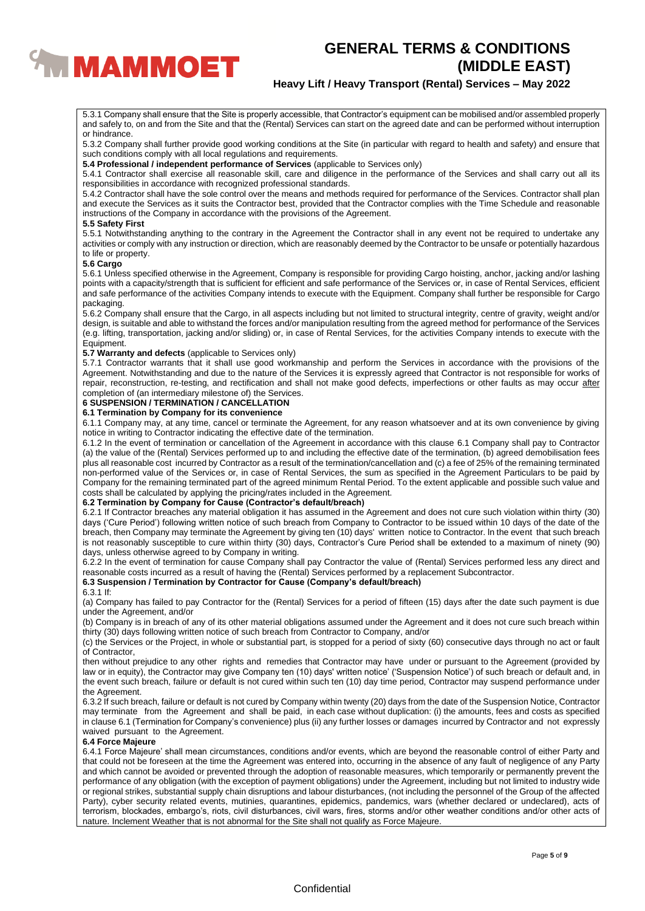5.3.1 Company shall ensure that the Site is properly accessible, that Contractor's equipment can be mobilised and/or assembled properly and safely to, on and from the Site and that the (Rental) Services can start on the agreed date and can be performed without interruption or hindrance.

5.3.2 Company shall further provide good working conditions at the Site (in particular with regard to health and safety) and ensure that such conditions comply with all local regulations and requirements.

**5.4 Professional / independent performance of Services** (applicable to Services only)

5.4.1 Contractor shall exercise all reasonable skill, care and diligence in the performance of the Services and shall carry out all its responsibilities in accordance with recognized professional standards.

5.4.2 Contractor shall have the sole control over the means and methods required for performance of the Services. Contractor shall plan and execute the Services as it suits the Contractor best, provided that the Contractor complies with the Time Schedule and reasonable instructions of the Company in accordance with the provisions of the Agreement.

**5.5 Safety First**

5.5.1 Notwithstanding anything to the contrary in the Agreement the Contractor shall in any event not be required to undertake any activities or comply with any instruction or direction, which are reasonably deemed by the Contractor to be unsafe or potentially hazardous to life or property.

**5.6 Cargo**

5.6.1 Unless specified otherwise in the Agreement, Company is responsible for providing Cargo hoisting, anchor, jacking and/or lashing points with a capacity/strength that is sufficient for efficient and safe performance of the Services or, in case of Rental Services, efficient and safe performance of the activities Company intends to execute with the Equipment. Company shall further be responsible for Cargo packaging.

5.6.2 Company shall ensure that the Cargo, in all aspects including but not limited to structural integrity, centre of gravity, weight and/or design, is suitable and able to withstand the forces and/or manipulation resulting from the agreed method for performance of the Services (e.g. lifting, transportation, jacking and/or sliding) or, in case of Rental Services, for the activities Company intends to execute with the Equipment.

**5.7 Warranty and defects** (applicable to Services only)

5.7.1 Contractor warrants that it shall use good workmanship and perform the Services in accordance with the provisions of the Agreement. Notwithstanding and due to the nature of the Services it is expressly agreed that Contractor is not responsible for works of repair, reconstruction, re-testing, and rectification and shall not make good defects, imperfections or other faults as may occur after completion of (an intermediary milestone of) the Services.

**6 SUSPENSION / TERMINATION / CANCELLATION**

**6.1 Termination by Company for its convenience**

6.1.1 Company may, at any time, cancel or terminate the Agreement, for any reason whatsoever and at its own convenience by giving notice in writing to Contractor indicating the effective date of the termination.

6.1.2 In the event of termination or cancellation of the Agreement in accordance with this clause 6.1 Company shall pay to Contractor (a) the value of the (Rental) Services performed up to and including the effective date of the termination, (b) agreed demobilisation fees plus all reasonable cost incurred by Contractor as a result of the termination/cancellation and (c) a fee of 25% of the remaining terminated non-performed value of the Services or, in case of Rental Services, the sum as specified in the Agreement Particulars to be paid by Company for the remaining terminated part of the agreed minimum Rental Period. To the extent applicable and possible such value and costs shall be calculated by applying the pricing/rates included in the Agreement.

**6.2 Termination by Company for Cause (Contractor's default/breach)**

6.2.1 If Contractor breaches any material obligation it has assumed in the Agreement and does not cure such violation within thirty (30) days ('Cure Period') following written notice of such breach from Company to Contractor to be issued within 10 days of the date of the breach, then Company may terminate the Agreement by giving ten (10) days' written notice to Contractor. In the event that such breach is not reasonably susceptible to cure within thirty (30) days, Contractor's Cure Period shall be extended to a maximum of ninety (90) days, unless otherwise agreed to by Company in writing.

6.2.2 In the event of termination for cause Company shall pay Contractor the value of (Rental) Services performed less any direct and reasonable costs incurred as a result of having the (Rental) Services performed by a replacement Subcontractor.

**6.3 Suspension / Termination by Contractor for Cause (Company's default/breach)**

6.3.1 If:

(a) Company has failed to pay Contractor for the (Rental) Services for a period of fifteen (15) days after the date such payment is due under the Agreement, and/or

(b) Company is in breach of any of its other material obligations assumed under the Agreement and it does not cure such breach within thirty (30) days following written notice of such breach from Contractor to Company, and/or

(c) the Services or the Project, in whole or substantial part, is stopped for a period of sixty (60) consecutive days through no act or fault of Contractor,

then without prejudice to any other rights and remedies that Contractor may have under or pursuant to the Agreement (provided by law or in equity), the Contractor may give Company ten (10) days' written notice' ('Suspension Notice') of such breach or default and, in the event such breach, failure or default is not cured within such ten (10) day time period, Contractor may suspend performance under the Agreement.

6.3.2 If such breach, failure or default is not cured by Company within twenty (20) days from the date of the Suspension Notice, Contractor may terminate from the Agreement and shall be paid, in each case without duplication: (i) the amounts, fees and costs as specified in clause 6.1 (Termination for Company's convenience) plus (ii) any further losses or damages incurred by Contractor and not expressly waived pursuant to the Agreement.

**6.4 Force Majeure**

6.4.1 Force Majeure' shall mean circumstances, conditions and/or events, which are beyond the reasonable control of either Party and that could not be foreseen at the time the Agreement was entered into, occurring in the absence of any fault of negligence of any Party and which cannot be avoided or prevented through the adoption of reasonable measures, which temporarily or permanently prevent the performance of any obligation (with the exception of payment obligations) under the Agreement, including but not limited to industry wide or regional strikes, substantial supply chain disruptions and labour disturbances, (not including the personnel of the Group of the affected Party), cyber security related events, mutinies, quarantines, epidemics, pandemics, wars (whether declared or undeclared), acts of terrorism, blockades, embargo's, riots, civil disturbances, civil wars, fires, storms and/or other weather conditions and/or other acts of nature. Inclement Weather that is not abnormal for the Site shall not qualify as Force Majeure.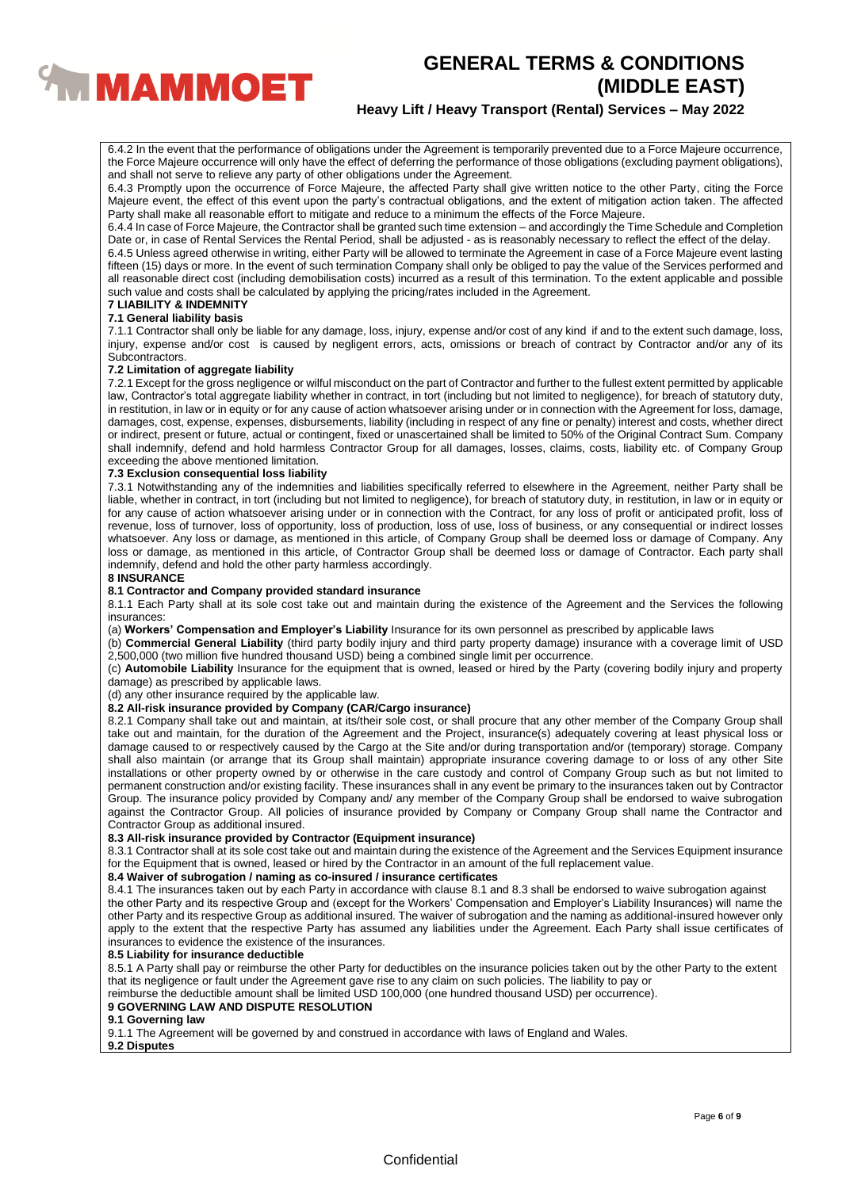6.4.2 In the event that the performance of obligations under the Agreement is temporarily prevented due to a Force Majeure occurrence, the Force Majeure occurrence will only have the effect of deferring the performance of those obligations (excluding payment obligations), and shall not serve to relieve any party of other obligations under the Agreement.

6.4.3 Promptly upon the occurrence of Force Majeure, the affected Party shall give written notice to the other Party, citing the Force Majeure event, the effect of this event upon the party's contractual obligations, and the extent of mitigation action taken. The affected Party shall make all reasonable effort to mitigate and reduce to a minimum the effects of the Force Majeure.

6.4.4 In case of Force Majeure, the Contractor shall be granted such time extension – and accordingly the Time Schedule and Completion Date or, in case of Rental Services the Rental Period, shall be adjusted - as is reasonably necessary to reflect the effect of the delay.

6.4.5 Unless agreed otherwise in writing, either Party will be allowed to terminate the Agreement in case of a Force Majeure event lasting fifteen (15) days or more. In the event of such termination Company shall only be obliged to pay the value of the Services performed and all reasonable direct cost (including demobilisation costs) incurred as a result of this termination. To the extent applicable and possible such value and costs shall be calculated by applying the pricing/rates included in the Agreement.

**7 LIABILITY & INDEMNITY**

**7.1 General liability basis**

7.1.1 Contractor shall only be liable for any damage, loss, injury, expense and/or cost of any kind if and to the extent such damage, loss, injury, expense and/or cost is caused by negligent errors, acts, omissions or breach of contract by Contractor and/or any of its Subcontractors.

**7.2 Limitation of aggregate liability**

7.2.1 Except for the gross negligence or wilful misconduct on the part of Contractor and further to the fullest extent permitted by applicable law, Contractor's total aggregate liability whether in contract, in tort (including but not limited to negligence), for breach of statutory duty, in restitution, in law or in equity or for any cause of action whatsoever arising under or in connection with the Agreement for loss, damage, damages, cost, expense, expenses, disbursements, liability (including in respect of any fine or penalty) interest and costs, whether direct or indirect, present or future, actual or contingent, fixed or unascertained shall be limited to 50% of the Original Contract Sum. Company shall indemnify, defend and hold harmless Contractor Group for all damages, losses, claims, costs, liability etc. of Company Group exceeding the above mentioned limitation.

**7.3 Exclusion consequential loss liability**

7.3.1 Notwithstanding any of the indemnities and liabilities specifically referred to elsewhere in the Agreement, neither Party shall be liable, whether in contract, in tort (including but not limited to negligence), for breach of statutory duty, in restitution, in law or in equity or for any cause of action whatsoever arising under or in connection with the Contract, for any loss of profit or anticipated profit, loss of revenue, loss of turnover, loss of opportunity, loss of production, loss of use, loss of business, or any consequential or indirect losses whatsoever. Any loss or damage, as mentioned in this article, of Company Group shall be deemed loss or damage of Company. Any loss or damage, as mentioned in this article, of Contractor Group shall be deemed loss or damage of Contractor. Each party shall indemnify, defend and hold the other party harmless accordingly.

**8 INSURANCE**

**8.1 Contractor and Company provided standard insurance**

8.1.1 Each Party shall at its sole cost take out and maintain during the existence of the Agreement and the Services the following insurances:

(a) **Workers' Compensation and Employer's Liability** Insurance for its own personnel as prescribed by applicable laws

(b) **Commercial General Liability** (third party bodily injury and third party property damage) insurance with a coverage limit of USD 2,500,000 (two million five hundred thousand USD) being a combined single limit per occurrence.

(c) **Automobile Liability** Insurance for the equipment that is owned, leased or hired by the Party (covering bodily injury and property damage) as prescribed by applicable laws.

(d) any other insurance required by the applicable law.

**8.2 All-risk insurance provided by Company (CAR/Cargo insurance)**

8.2.1 Company shall take out and maintain, at its/their sole cost, or shall procure that any other member of the Company Group shall take out and maintain, for the duration of the Agreement and the Project, insurance(s) adequately covering at least physical loss or damage caused to or respectively caused by the Cargo at the Site and/or during transportation and/or (temporary) storage. Company shall also maintain (or arrange that its Group shall maintain) appropriate insurance covering damage to or loss of any other Site installations or other property owned by or otherwise in the care custody and control of Company Group such as but not limited to permanent construction and/or existing facility. These insurances shall in any event be primary to the insurances taken out by Contractor Group. The insurance policy provided by Company and/ any member of the Company Group shall be endorsed to waive subrogation against the Contractor Group. All policies of insurance provided by Company or Company Group shall name the Contractor and Contractor Group as additional insured.

**8.3 All-risk insurance provided by Contractor (Equipment insurance)**

8.3.1 Contractor shall at its sole cost take out and maintain during the existence of the Agreement and the Services Equipment insurance for the Equipment that is owned, leased or hired by the Contractor in an amount of the full replacement value.

**8.4 Waiver of subrogation / naming as co-insured / insurance certificates**

8.4.1 The insurances taken out by each Party in accordance with clause 8.1 and 8.3 shall be endorsed to waive subrogation against the other Party and its respective Group and (except for the Workers' Compensation and Employer's Liability Insurances) will name the other Party and its respective Group as additional insured. The waiver of subrogation and the naming as additional-insured however only apply to the extent that the respective Party has assumed any liabilities under the Agreement. Each Party shall issue certificates of insurances to evidence the existence of the insurances.

**8.5 Liability for insurance deductible**

8.5.1 A Party shall pay or reimburse the other Party for deductibles on the insurance policies taken out by the other Party to the extent that its negligence or fault under the Agreement gave rise to any claim on such policies. The liability to pay or reimburse the deductible amount shall be limited USD 100,000 (one hundred thousand USD) per occurrence).

**9 GOVERNING LAW AND DISPUTE RESOLUTION**

**9.1 Governing law**

9.1.1 The Agreement will be governed by and construed in accordance with laws of England and Wales.

**9.2 Disputes**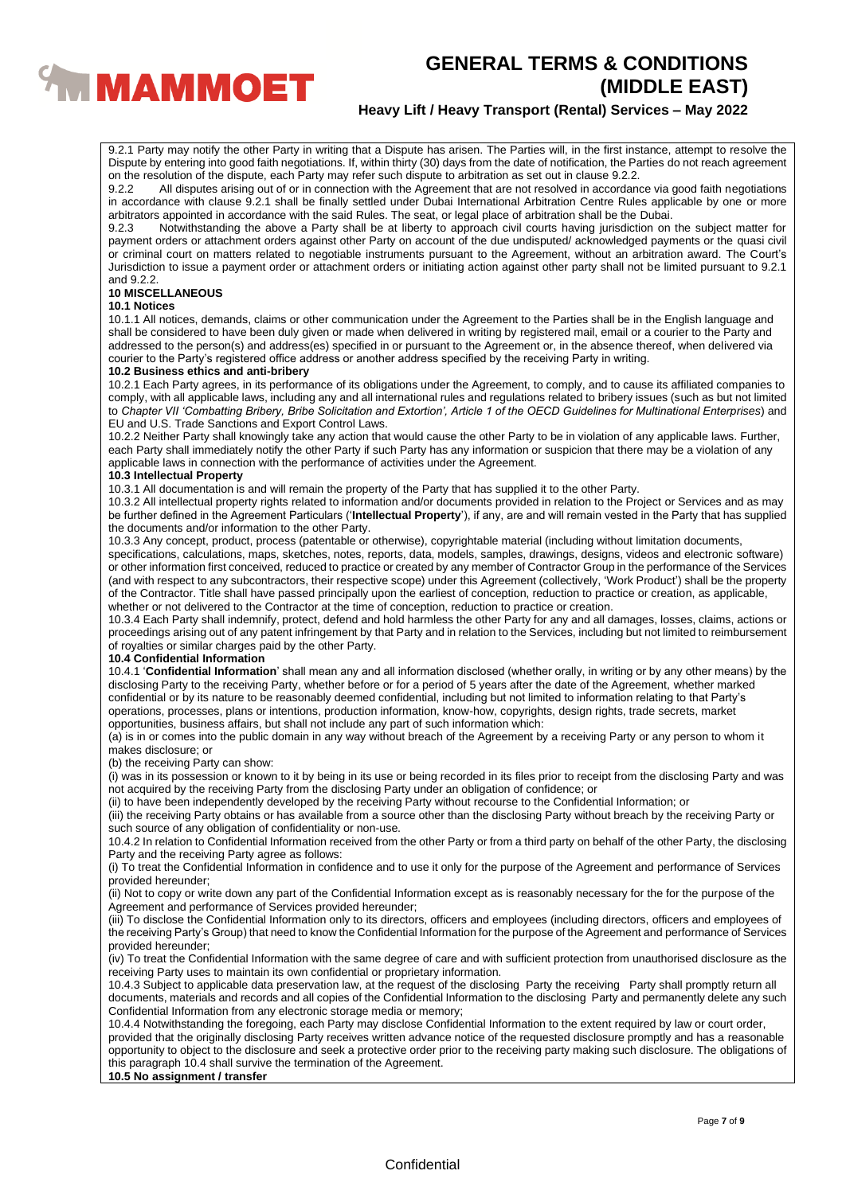9.2.1 Party may notify the other Party in writing that a Dispute has arisen. The Parties will, in the first instance, attempt to resolve the Dispute by entering into good faith negotiations. If, within thirty (30) days from the date of notification, the Parties do not reach agreement on the resolution of the dispute, each Party may refer such dispute to arbitration as set out in clause 9.2.2.

9.2.2 All disputes arising out of or in connection with the Agreement that are not resolved in accordance via good faith negotiations in accordance with clause 9.2.1 shall be finally settled under Dubai International Arbitration Centre Rules applicable by one or more arbitrators appointed in accordance with the said Rules. The seat, or legal place of arbitration shall be the Dubai.

9.2.3 Notwithstanding the above a Party shall be at liberty to approach civil courts having jurisdiction on the subject matter for payment orders or attachment orders against other Party on account of the due undisputed/ acknowledged payments or the quasi civil or criminal court on matters related to negotiable instruments pursuant to the Agreement, without an arbitration award. The Court's Jurisdiction to issue a payment order or attachment orders or initiating action against other party shall not be limited pursuant to 9.2.1 and 9.2.2.

## 10 MISCELLANEOUS

### 10.1 Notices

10.1.1 All notices, demands, claims or other communication under the Agreement to the Parties shall be in the English language and shall be considered to have been duly given or made when delivered in writing by registered mail, email or a courier to the Party and addressed to the person(s) and address(es) specified in or pursuant to the Agreement or, in the absence thereof, when delivered via courier to the Party's registered office address or another address specified by the receiving Party in writing.

### 10.2 Business ethics and anti-bribery

10.2.1 Each Party agrees, in its performance of its obligations under the Agreement, to comply, and to cause its affiliated companies to comply, with all applicable laws, including any and all international rules and regulations related to bribery issues (such as but not limited to *Chapter VII 'Combatting Bribery, Bribe Solicitation and Extortion', Article 1 of the OECD Guidelines for Multinational Enterprises*) and EU and U.S. Trade Sanctions and Export Control Laws.

10.2.2 Neither Party shall knowingly take any action that would cause the other Party to be in violation of any applicable laws. Further, each Party shall immediately notify the other Party if such Party has any information or suspicion that there may be a violation of any applicable laws in connection with the performance of activities under the Agreement.

### 10.3 Intellectual Property

10.3.1 All documentation is and will remain the property of the Party that has supplied it to the other Party.

10.3.2 All intellectual property rights related to information and/or documents provided in relation to the Project or Services and as may be further defined in the Agreement Particulars ('**Intellectual Property**'), if any, are and will remain vested in the Party that has supplied the documents and/or information to the other Party.

10.3.3 Any concept, product, process (patentable or otherwise), copyrightable material (including without limitation documents, specifications, calculations, maps, sketches, notes, reports, data, models, samples, drawings, designs, videos and electronic software) or other information first conceived, reduced to practice or created by any member of Contractor Group in the performance of the Services (and with respect to any subcontractors, their respective scope) under this Agreement (collectively, 'Work Product') shall be the property of the Contractor. Title shall have passed principally upon the earliest of conception, reduction to practice or creation, as applicable, whether or not delivered to the Contractor at the time of conception, reduction to practice or creation.

10.3.4 Each Party shall indemnify, protect, defend and hold harmless the other Party for any and all damages, losses, claims, actions or proceedings arising out of any patent infringement by that Party and in relation to the Services, including but not limited to reimbursement of royalties or similar charges paid by the other Party.

### 10.4 Confidential Information

10.4.1 '**Confidential Information**' shall mean any and all information disclosed (whether orally, in writing or by any other means) by the disclosing Party to the receiving Party, whether before or for a period of 5 years after the date of the Agreement, whether marked confidential or by its nature to be reasonably deemed confidential, including but not limited to information relating to that Party's operations, processes, plans or intentions, production information, know-how, copyrights, design rights, trade secrets, market opportunities, business affairs, but shall not include any part of such information which:

(a) is in or comes into the public domain in any way without breach of the Agreement by a receiving Party or any person to whom it makes disclosure; or

(b) the receiving Party can show:

(i) was in its possession or known to it by being in its use or being recorded in its files prior to receipt from the disclosing Party and was not acquired by the receiving Party from the disclosing Party under an obligation of confidence; or

(ii) to have been independently developed by the receiving Party without recourse to the Confidential Information; or

(iii) the receiving Party obtains or has available from a source other than the disclosing Party without breach by the receiving Party or such source of any obligation of confidentiality or non-use.

10.4.2 In relation to Confidential Information received from the other Party or from a third party on behalf of the other Party, the disclosing Party and the receiving Party agree as follows:

(i) To treat the Confidential Information in confidence and to use it only for the purpose of the Agreement and performance of Services provided hereunder;

(ii) Not to copy or write down any part of the Confidential Information except as is reasonably necessary for the for the purpose of the Agreement and performance of Services provided hereunder;

(iii) To disclose the Confidential Information only to its directors, officers and employees (including directors, officers and employees of the receiving Party's Group) that need to know the Confidential Information for the purpose of the Agreement and performance of Services provided hereunder;

(iv) To treat the Confidential Information with the same degree of care and with sufficient protection from unauthorised disclosure as the receiving Party uses to maintain its own confidential or proprietary information.

10.4.3 Subject to applicable data preservation law, at the request of the disclosing Party the receiving Party shall promptly return all documents, materials and records and all copies of the Confidential Information to the disclosing Party and permanently delete any such Confidential Information from any electronic storage media or memory;

10.4.4 Notwithstanding the foregoing, each Party may disclose Confidential Information to the extent required by law or court order, provided that the originally disclosing Party receives written advance notice of the requested disclosure promptly and has a reasonable opportunity to object to the disclosure and seek a protective order prior to the receiving party making such disclosure. The obligations of this paragraph 10.4 shall survive the termination of the Agreement.

### 10.5 No assignment / transfer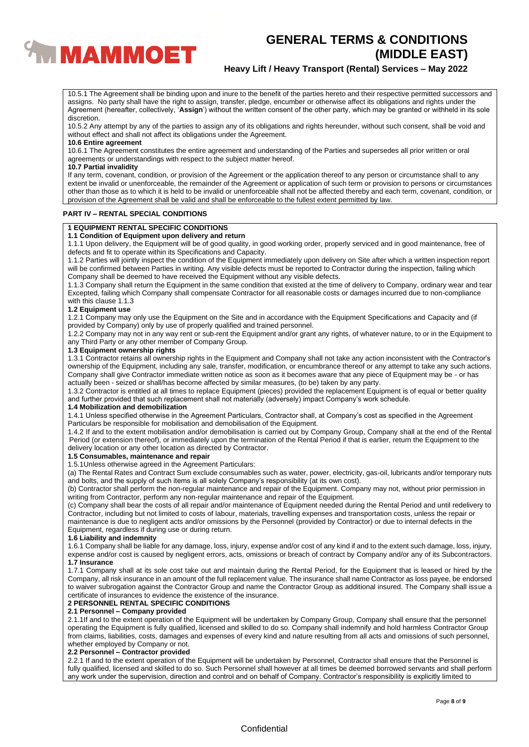10.5.1 The Agreement shall be binding upon and inure to the benefit of the parties hereto and their respective permitted successors and assigns. No party shall have the right to assign, transfer, pledge, encumber or otherwise affect its obligations and rights under the Agreement (hereafter, collectively, '**Assign**') without the written consent of the other party, which may be granted or withheld in its sole discretion.

10.5.2 Any attempt by any of the parties to assign any of its obligations and rights hereunder, without such consent, shall be void and without effect and shall not affect its obligations under the Agreement.

**10.6 Entire agreement**

10.6.1 The Agreement constitutes the entire agreement and understanding of the Parties and supersedes all prior written or oral agreements or understandings with respect to the subject matter hereof.

**10.7 Partial invalidity**

If any term, covenant, condition, or provision of the Agreement or the application thereof to any person or circumstance shall to any extent be invalid or unenforceable, the remainder of the Agreement or application of such term or provision to persons or circumstances other than those as to which it is held to be invalid or unenforceable shall not be affected thereby and each term, covenant, condition, or provision of the Agreement shall be valid and shall be enforceable to the fullest extent permitted by law.

## PART IV – RENTAL SPECIAL CONDITIONS

### 1 EQUIPMENT RENTAL SPECIFIC CONDITIONS

**1.1 Condition of Equipment upon delivery and return**

1.1.1 Upon delivery, the Equipment will be of good quality, in good working order, properly serviced and in good maintenance, free of defects and fit to operate within its Specifications and Capacity.

1.1.2 Parties will jointly inspect the condition of the Equipment immediately upon delivery on Site after which a written inspection report will be confirmed between Parties in writing. Any visible defects must be reported to Contractor during the inspection, failing which Company shall be deemed to have received the Equipment without any visible defects.

1.1.3 Company shall return the Equipment in the same condition that existed at the time of delivery to Company, ordinary wear and tear Excepted, failing which Company shall compensate Contractor for all reasonable costs or damages incurred due to non-compliance with this clause 1.1.3

**1.2 Equipment use**

1.2.1 Company may only use the Equipment on the Site and in accordance with the Equipment Specifications and Capacity and (if provided by Company) only by use of properly qualified and trained personnel.

1.2.2 Company may not in any way rent or sub-rent the Equipment and/or grant any rights, of whatever nature, to or in the Equipment to any Third Party or any other member of Company Group.

**1.3 Equipment ownership rights**

1.3.1 Contractor retains all ownership rights in the Equipment and Company shall not take any action inconsistent with the Contractor's ownership of the Equipment, including any sale, transfer, modification, or encumbrance thereof or any attempt to take any such actions. Company shall give Contractor immediate written notice as soon as it becomes aware that any piece of Equipment may be - or has actually been - seized or shall/has become affected by similar measures, (to be) taken by any party.

1.3.2 Contractor is entitled at all times to replace Equipment (pieces) provided the replacement Equipment is of equal or better quality and further provided that such replacement shall not materially (adversely) impact Company's work schedule.

**1.4 Mobilization and demobilization**

1.4.1 Unless specified otherwise in the Agreement Particulars, Contractor shall, at Company's cost as specified in the Agreement Particulars be responsible for mobilisation and demobilisation of the Equipment.

1.4.2 If and to the extent mobilisation and/or demobilisation is carried out by Company Group, Company shall at the end of the Rental Period (or extension thereof), or immediately upon the termination of the Rental Period if that is earlier, return the Equipment to the delivery location or any other location as directed by Contractor.

**1.5 Consumables, maintenance and repair**

1.5.1Unless otherwise agreed in the Agreement Particulars:

(a) The Rental Rates and Contract Sum exclude consumables such as water, power, electricity, gas-oil, lubricants and/or temporary nuts and bolts, and the supply of such items is all solely Company's responsibility (at its own cost).

(b) Contractor shall perform the non-regular maintenance and repair of the Equipment. Company may not, without prior permission in writing from Contractor, perform any non-regular maintenance and repair of the Equipment.

(c) Company shall bear the costs of all repair and/or maintenance of Equipment needed during the Rental Period and until redelivery to Contractor, including but not limited to costs of labour, materials, travelling expenses and transportation costs, unless the repair or maintenance is due to negligent acts and/or omissions by the Personnel (provided by Contractor) or due to internal defects in the Equipment, regardless if during use or during return.

**1.6 Liability and indemnity**

1.6.1 Company shall be liable for any damage, loss, injury, expense and/or cost of any kind if and to the extent such damage, loss, injury, expense and/or cost is caused by negligent errors, acts, omissions or breach of contract by Company and/or any of its Subcontractors.

**1.7 Insurance**

1.7.1 Company shall at its sole cost take out and maintain during the Rental Period, for the Equipment that is leased or hired by the Company, all risk insurance in an amount of the full replacement value. The insurance shall name Contractor as loss payee, be endorsed to waiver subrogation against the Contractor Group and name the Contractor Group as additional insured. The Company shall issue a certificate of insurances to evidence the existence of the insurance.

### 2 PERSONNEL RENTAL SPECIFIC CONDITIONS

**2.1 Personnel – Company provided**

2.1.1If and to the extent operation of the Equipment will be undertaken by Company Group, Company shall ensure that the personnel operating the Equipment is fully qualified, licensed and skilled to do so. Company shall indemnify and hold harmless Contractor Group from claims, liabilities, costs, damages and expenses of every kind and nature resulting from all acts and omissions of such personnel, whether employed by Company or not.

**2.2 Personnel – Contractor provided**

2.2.1 If and to the extent operation of the Equipment will be undertaken by Personnel, Contractor shall ensure that the Personnel is fully qualified, licensed and skilled to do so. Such Personnel shall however at all times be deemed borrowed servants and shall perform any work under the supervision, direction and control and on behalf of Company. Contractor's responsibility is explicitly limited to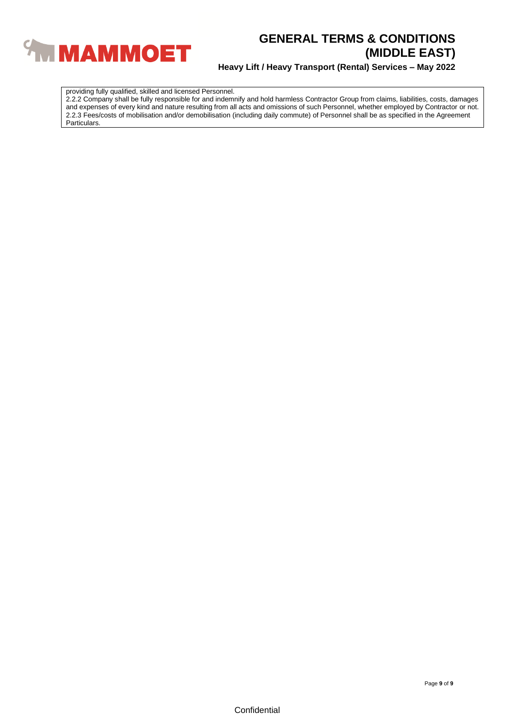providing fully qualified, skilled and licensed Personnel.

2.2.2 Company shall be fully responsible for and indemnify and hold harmless Contractor Group from claims, liabilities, costs, damages and expenses of every kind and nature resulting from all acts and omissions of such Personnel, whether employed by Contractor or not.

2.2.3 Fees/costs of mobilisation and/or demobilisation (including daily commute) of Personnel shall be as specified in the Agreement Particulars.